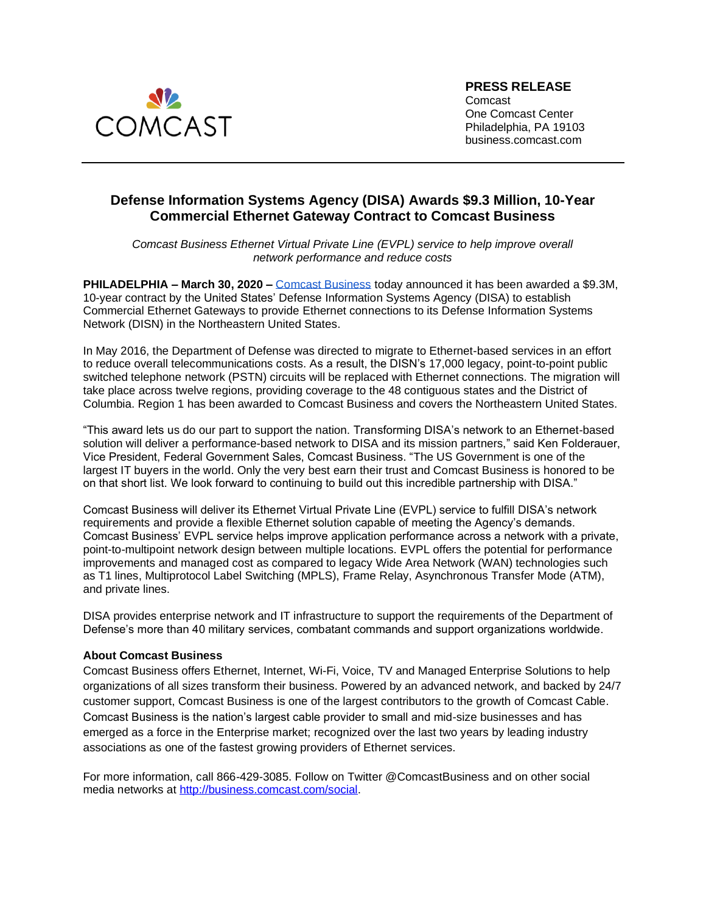**PRESS RELEASE**
Comcast
One Comcast Center
Philadelphia, PA 19103
business.comcast.com

# Defense Information Systems Agency (DISA) Awards $9.3 Million, 10-Year Commercial Ethernet Gateway Contract to Comcast Business

*Comcast Business Ethernet Virtual Private Line (EVPL) service to help improve overall network performance and reduce costs*

**PHILADELPHIA – March 30, 2020 –** Comcast Business today announced it has been awarded a $9.3M, 10-year contract by the United States' Defense Information Systems Agency (DISA) to establish Commercial Ethernet Gateways to provide Ethernet connections to its Defense Information Systems Network (DISN) in the Northeastern United States.

In May 2016, the Department of Defense was directed to migrate to Ethernet-based services in an effort to reduce overall telecommunications costs. As a result, the DISN's 17,000 legacy, point-to-point public switched telephone network (PSTN) circuits will be replaced with Ethernet connections. The migration will take place across twelve regions, providing coverage to the 48 contiguous states and the District of Columbia. Region 1 has been awarded to Comcast Business and covers the Northeastern United States.

"This award lets us do our part to support the nation. Transforming DISA's network to an Ethernet-based solution will deliver a performance-based network to DISA and its mission partners," said Ken Folderauer, Vice President, Federal Government Sales, Comcast Business. "The US Government is one of the largest IT buyers in the world. Only the very best earn their trust and Comcast Business is honored to be on that short list. We look forward to continuing to build out this incredible partnership with DISA."

Comcast Business will deliver its Ethernet Virtual Private Line (EVPL) service to fulfill DISA's network requirements and provide a flexible Ethernet solution capable of meeting the Agency's demands. Comcast Business' EVPL service helps improve application performance across a network with a private, point-to-multipoint network design between multiple locations. EVPL offers the potential for performance improvements and managed cost as compared to legacy Wide Area Network (WAN) technologies such as T1 lines, Multiprotocol Label Switching (MPLS), Frame Relay, Asynchronous Transfer Mode (ATM), and private lines.

DISA provides enterprise network and IT infrastructure to support the requirements of the Department of Defense's more than 40 military services, combatant commands and support organizations worldwide.

**About Comcast Business**
Comcast Business offers Ethernet, Internet, Wi-Fi, Voice, TV and Managed Enterprise Solutions to help organizations of all sizes transform their business. Powered by an advanced network, and backed by 24/7 customer support, Comcast Business is one of the largest contributors to the growth of Comcast Cable. Comcast Business is the nation's largest cable provider to small and mid-size businesses and has emerged as a force in the Enterprise market; recognized over the last two years by leading industry associations as one of the fastest growing providers of Ethernet services.

For more information, call 866-429-3085. Follow on Twitter @ComcastBusiness and on other social media networks at http://business.comcast.com/social.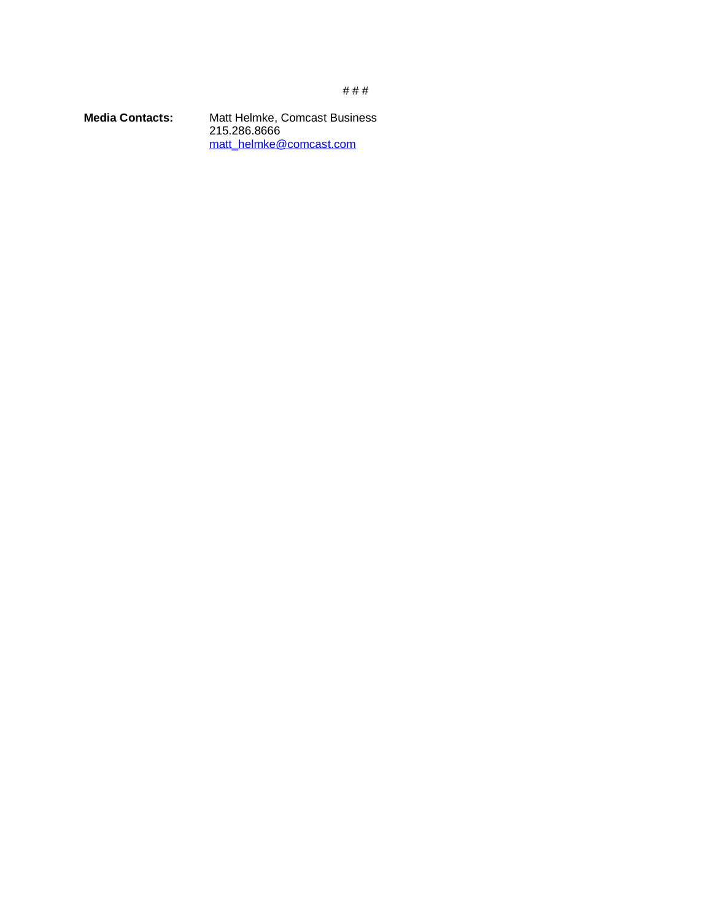# # #

**Media Contacts:** Matt Helmke, Comcast Business
215.286.8666
matt_helmke@comcast.com